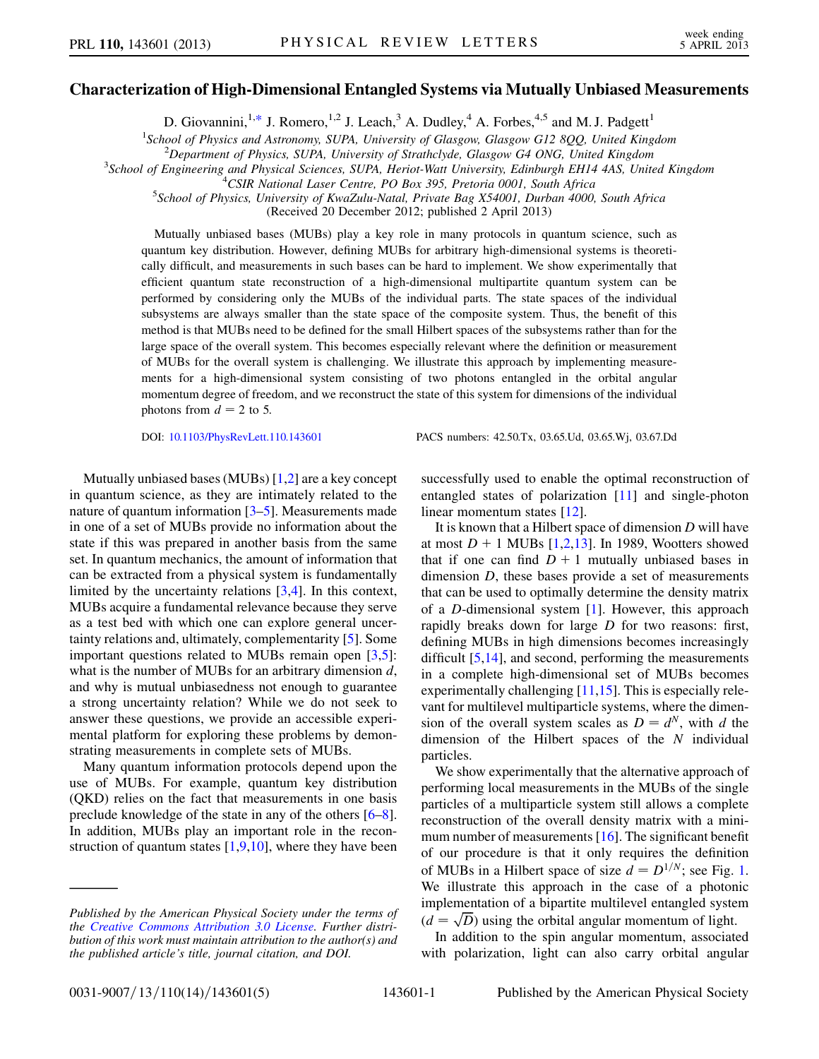# Characterization of High-Dimensional Entangled Systems via Mutually Unbiased Measurements

D. Giovannini,[1,*] J. Romero,[1,2] J. Leach,[3] A. Dudley,[4] A. Forbes,[4,5] and M. J. Padgett[1]

[1]School of Physics and Astronomy, SUPA, University of Glasgow, Glasgow G12 8QQ, United Kingdom
[2]Department of Physics, SUPA, University of Strathclyde, Glasgow G4 ONG, United Kingdom
[3]School of Engineering and Physical Sciences, SUPA, Heriot-Watt University, Edinburgh EH14 4AS, United Kingdom
[4]CSIR National Laser Centre, PO Box 395, Pretoria 0001, South Africa
[5]School of Physics, University of KwaZulu-Natal, Private Bag X54001, Durban 4000, South Africa

(Received 20 December 2012; published 2 April 2013)

Mutually unbiased bases (MUBs) play a key role in many protocols in quantum science, such as quantum key distribution. However, defining MUBs for arbitrary high-dimensional systems is theoretically difficult, and measurements in such bases can be hard to implement. We show experimentally that efficient quantum state reconstruction of a high-dimensional multipartite quantum system can be performed by considering only the MUBs of the individual parts. The state spaces of the individual subsystems are always smaller than the state space of the composite system. Thus, the benefit of this method is that MUBs need to be defined for the small Hilbert spaces of the subsystems rather than for the large space of the overall system. This becomes especially relevant where the definition or measurement of MUBs for the overall system is challenging. We illustrate this approach by implementing measurements for a high-dimensional system consisting of two photons entangled in the orbital angular momentum degree of freedom, and we reconstruct the state of this system for dimensions of the individual photons from $d = 2$ to 5.

DOI: 10.1103/PhysRevLett.110.143601 PACS numbers: 42.50.Tx, 03.65.Ud, 03.65.Wj, 03.67.Dd

Mutually unbiased bases (MUBs) [1,2] are a key concept in quantum science, as they are intimately related to the nature of quantum information [3–5]. Measurements made in one of a set of MUBs provide no information about the state if this was prepared in another basis from the same set. In quantum mechanics, the amount of information that can be extracted from a physical system is fundamentally limited by the uncertainty relations [3,4]. In this context, MUBs acquire a fundamental relevance because they serve as a test bed with which one can explore general uncertainty relations and, ultimately, complementarity [5]. Some important questions related to MUBs remain open [3,5]: what is the number of MUBs for an arbitrary dimension $d$, and why is mutual unbiasedness not enough to guarantee a strong uncertainty relation? While we do not seek to answer these questions, we provide an accessible experimental platform for exploring these problems by demonstrating measurements in complete sets of MUBs.

Many quantum information protocols depend upon the use of MUBs. For example, quantum key distribution (QKD) relies on the fact that measurements in one basis preclude knowledge of the state in any of the others [6–8]. In addition, MUBs play an important role in the reconstruction of quantum states [1,9,10], where they have been successfully used to enable the optimal reconstruction of entangled states of polarization [11] and single-photon linear momentum states [12].

It is known that a Hilbert space of dimension $D$ will have at most $D + 1$ MUBs [1,2,13]. In 1989, Wootters showed that if one can find $D + 1$ mutually unbiased bases in dimension $D$, these bases provide a set of measurements that can be used to optimally determine the density matrix of a $D$-dimensional system [1]. However, this approach rapidly breaks down for large $D$ for two reasons: first, defining MUBs in high dimensions becomes increasingly difficult [5,14], and second, performing the measurements in a complete high-dimensional set of MUBs becomes experimentally challenging [11,15]. This is especially relevant for multilevel multiparticle systems, where the dimension of the overall system scales as $D = d^N$, with $d$ the dimension of the Hilbert spaces of the $N$ individual particles.

We show experimentally that the alternative approach of performing local measurements in the MUBs of the single particles of a multiparticle system still allows a complete reconstruction of the overall density matrix with a minimum number of measurements [16]. The significant benefit of our procedure is that it only requires the definition of MUBs in a Hilbert space of size $d = D^{1/N}$; see Fig. 1. We illustrate this approach in the case of a photonic implementation of a bipartite multilevel entangled system ($d = \sqrt{D}$) using the orbital angular momentum of light.

In addition to the spin angular momentum, associated with polarization, light can also carry orbital angular

---

*Published by the American Physical Society under the terms of the Creative Commons Attribution 3.0 License. Further distribution of this work must maintain attribution to the author(s) and the published article's title, journal citation, and DOI.*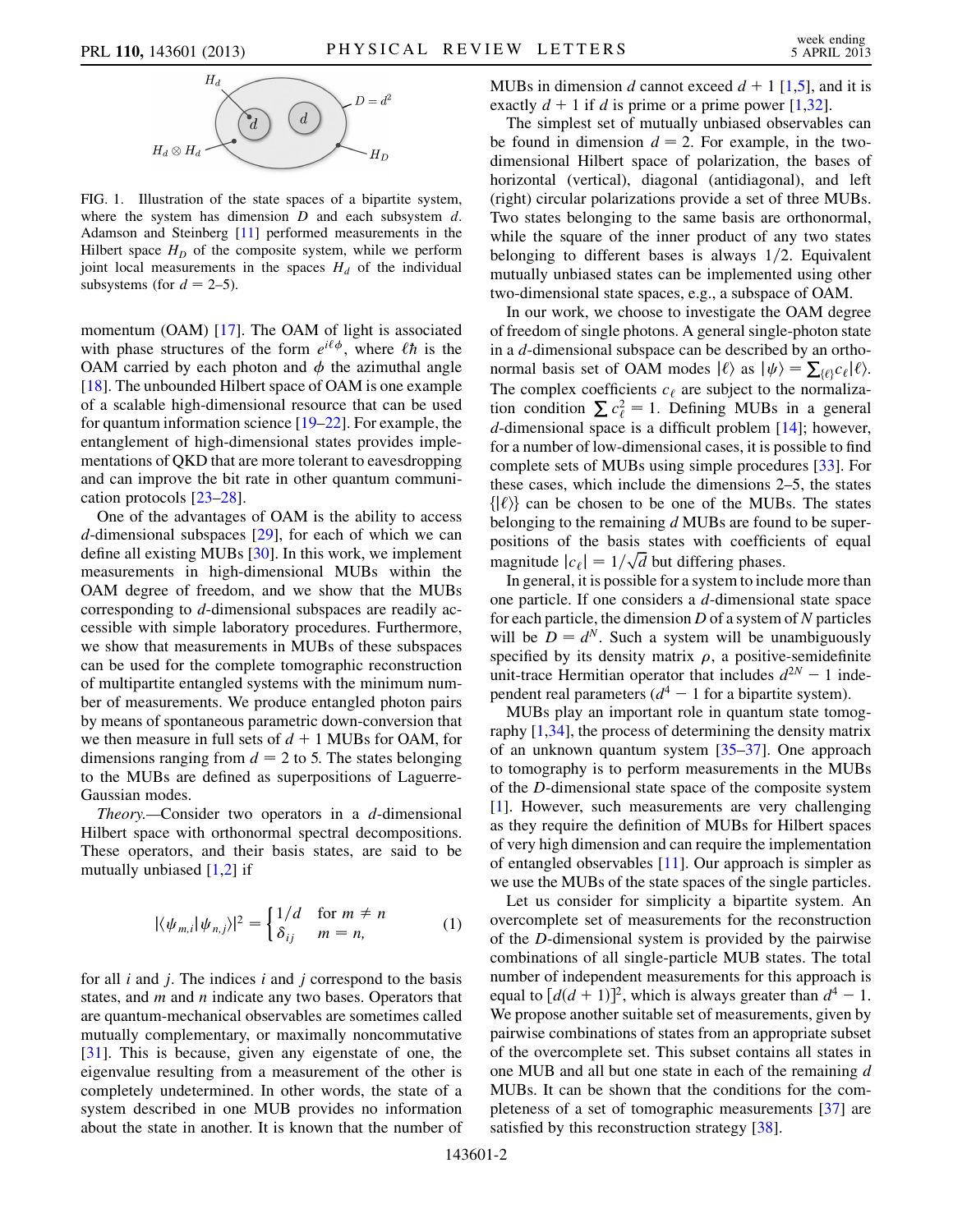FIG. 1. Illustration of the state spaces of a bipartite system, where the system has dimension $D$ and each subsystem $d$. Adamson and Steinberg [11] performed measurements in the Hilbert space $H_D$ of the composite system, while we perform joint local measurements in the spaces $H_d$ of the individual subsystems (for $d = 2$–5).

momentum (OAM) [17]. The OAM of light is associated with phase structures of the form $e^{i\ell\phi}$, where $\ell\hbar$ is the OAM carried by each photon and $\phi$ the azimuthal angle [18]. The unbounded Hilbert space of OAM is one example of a scalable high-dimensional resource that can be used for quantum information science [19–22]. For example, the entanglement of high-dimensional states provides implementations of QKD that are more tolerant to eavesdropping and can improve the bit rate in other quantum communication protocols [23–28].

One of the advantages of OAM is the ability to access $d$-dimensional subspaces [29], for each of which we can define all existing MUBs [30]. In this work, we implement measurements in high-dimensional MUBs within the OAM degree of freedom, and we show that the MUBs corresponding to $d$-dimensional subspaces are readily accessible with simple laboratory procedures. Furthermore, we show that measurements in MUBs of these subspaces can be used for the complete tomographic reconstruction of multipartite entangled systems with the minimum number of measurements. We produce entangled photon pairs by means of spontaneous parametric down-conversion that we then measure in full sets of $d + 1$ MUBs for OAM, for dimensions ranging from $d = 2$ to 5. The states belonging to the MUBs are defined as superpositions of Laguerre-Gaussian modes.

*Theory.*—Consider two operators in a $d$-dimensional Hilbert space with orthonormal spectral decompositions. These operators, and their basis states, are said to be mutually unbiased [1,2] if

$$|\langle\psi_{m,i}|\psi_{n,j}\rangle|^2 = \begin{cases} 1/d & \text{for } m \neq n \\ \delta_{ij} & m = n, \end{cases} \tag{1}$$

for all $i$ and $j$. The indices $i$ and $j$ correspond to the basis states, and $m$ and $n$ indicate any two bases. Operators that are quantum-mechanical observables are sometimes called mutually complementary, or maximally noncommutative [31]. This is because, given any eigenstate of one, the eigenvalue resulting from a measurement of the other is completely undetermined. In other words, the state of a system described in one MUB provides no information about the state in another. It is known that the number of MUBs in dimension $d$ cannot exceed $d + 1$ [1,5], and it is exactly $d + 1$ if $d$ is prime or a prime power [1,32].

The simplest set of mutually unbiased observables can be found in dimension $d = 2$. For example, in the two-dimensional Hilbert space of polarization, the bases of horizontal (vertical), diagonal (antidiagonal), and left (right) circular polarizations provide a set of three MUBs. Two states belonging to the same basis are orthonormal, while the square of the inner product of any two states belonging to different bases is always $1/2$. Equivalent mutually unbiased states can be implemented using other two-dimensional state spaces, e.g., a subspace of OAM.

In our work, we choose to investigate the OAM degree of freedom of single photons. A general single-photon state in a $d$-dimensional subspace can be described by an orthonormal basis set of OAM modes $|\ell\rangle$ as $|\psi\rangle = \sum_{\{\ell\}} c_\ell |\ell\rangle$. The complex coefficients $c_\ell$ are subject to the normalization condition $\sum c_\ell^2 = 1$. Defining MUBs in a general $d$-dimensional space is a difficult problem [14]; however, for a number of low-dimensional cases, it is possible to find complete sets of MUBs using simple procedures [33]. For these cases, which include the dimensions 2–5, the states $\{|\ell\rangle\}$ can be chosen to be one of the MUBs. The states belonging to the remaining $d$ MUBs are found to be superpositions of the basis states with coefficients of equal magnitude $|c_\ell| = 1/\sqrt{d}$ but differing phases.

In general, it is possible for a system to include more than one particle. If one considers a $d$-dimensional state space for each particle, the dimension $D$ of a system of $N$ particles will be $D = d^N$. Such a system will be unambiguously specified by its density matrix $\rho$, a positive-semidefinite unit-trace Hermitian operator that includes $d^{2N} - 1$ independent real parameters ($d^4 - 1$ for a bipartite system).

MUBs play an important role in quantum state tomography [1,34], the process of determining the density matrix of an unknown quantum system [35–37]. One approach to tomography is to perform measurements in the MUBs of the $D$-dimensional state space of the composite system [1]. However, such measurements are very challenging as they require the definition of MUBs for Hilbert spaces of very high dimension and can require the implementation of entangled observables [11]. Our approach is simpler as we use the MUBs of the state spaces of the single particles.

Let us consider for simplicity a bipartite system. An overcomplete set of measurements for the reconstruction of the $D$-dimensional system is provided by the pairwise combinations of all single-particle MUB states. The total number of independent measurements for this approach is equal to $[d(d + 1)]^2$, which is always greater than $d^4 - 1$. We propose another suitable set of measurements, given by pairwise combinations of states from an appropriate subset of the overcomplete set. This subset contains all states in one MUB and all but one state in each of the remaining $d$ MUBs. It can be shown that the conditions for the completeness of a set of tomographic measurements [37] are satisfied by this reconstruction strategy [38].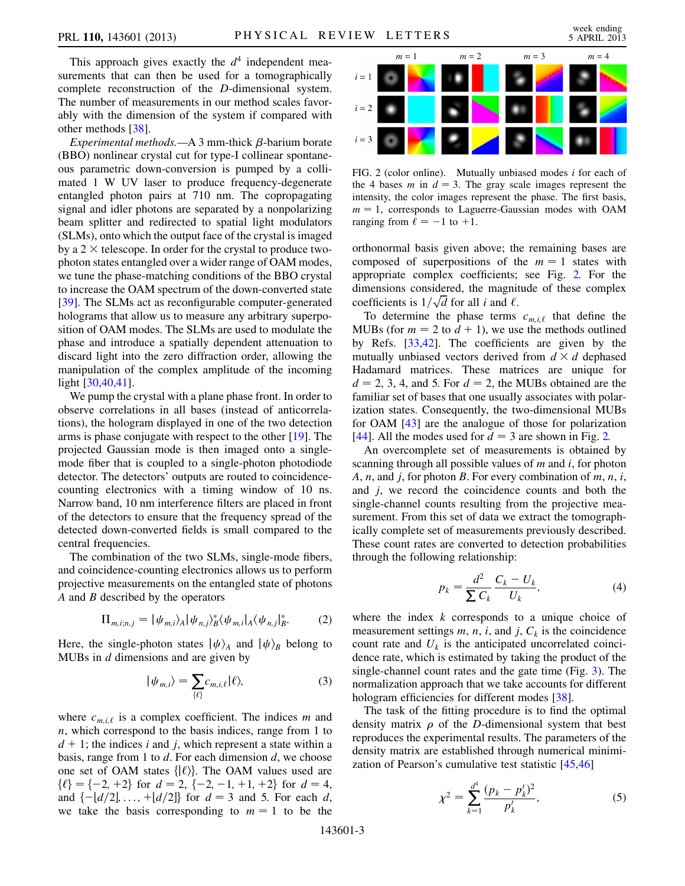This approach gives exactly the $d^4$ independent measurements that can then be used for a tomographically complete reconstruction of the $D$-dimensional system. The number of measurements in our method scales favorably with the dimension of the system if compared with other methods [38].

*Experimental methods.*—A 3 mm-thick $\beta$-barium borate (BBO) nonlinear crystal cut for type-I collinear spontaneous parametric down-conversion is pumped by a collimated 1 W UV laser to produce frequency-degenerate entangled photon pairs at 710 nm. The copropagating signal and idler photons are separated by a nonpolarizing beam splitter and redirected to spatial light modulators (SLMs), onto which the output face of the crystal is imaged by a 2 × telescope. In order for the crystal to produce two-photon states entangled over a wider range of OAM modes, we tune the phase-matching conditions of the BBO crystal to increase the OAM spectrum of the down-converted state [39]. The SLMs act as reconfigurable computer-generated holograms that allow us to measure any arbitrary superposition of OAM modes. The SLMs are used to modulate the phase and introduce a spatially dependent attenuation to discard light into the zero diffraction order, allowing the manipulation of the complex amplitude of the incoming light [30,40,41].

We pump the crystal with a plane phase front. In order to observe correlations in all bases (instead of anticorrelations), the hologram displayed in one of the two detection arms is phase conjugate with respect to the other [19]. The projected Gaussian mode is then imaged onto a single-mode fiber that is coupled to a single-photon photodiode detector. The detectors' outputs are routed to coincidence-counting electronics with a timing window of 10 ns. Narrow band, 10 nm interference filters are placed in front of the detectors to ensure that the frequency spread of the detected down-converted fields is small compared to the central frequencies.

The combination of the two SLMs, single-mode fibers, and coincidence-counting electronics allows us to perform projective measurements on the entangled state of photons $A$ and $B$ described by the operators

$$\Pi_{m,i;n,j} = |\psi_{m,i}\rangle_A |\psi_{n,j}\rangle_B^* \langle\psi_{m,i}|_A \langle\psi_{n,j}|_B^*. \tag{2}$$

Here, the single-photon states $|\psi\rangle_A$ and $|\psi\rangle_B$ belong to MUBs in $d$ dimensions and are given by

$$|\psi_{m,i}\rangle = \sum_{\{\ell\}} c_{m,i,\ell} |\ell\rangle, \tag{3}$$

where $c_{m,i,\ell}$ is a complex coefficient. The indices $m$ and $n$, which correspond to the basis indices, range from 1 to $d+1$; the indices $i$ and $j$, which represent a state within a basis, range from 1 to $d$. For each dimension $d$, we choose one set of OAM states $\{|\ell\rangle\}$. The OAM values used are $\{\ell\} = \{-2, +2\}$ for $d = 2$, $\{-2, -1, +1, +2\}$ for $d = 4$, and $\{-\lfloor d/2 \rfloor, \ldots, +\lfloor d/2 \rfloor\}$ for $d = 3$ and 5. For each $d$, we take the basis corresponding to $m = 1$ to be the orthonormal basis given above; the remaining bases are composed of superpositions of the $m = 1$ states with appropriate complex coefficients; see Fig. 2. For the dimensions considered, the magnitude of these complex coefficients is $1/\sqrt{d}$ for all $i$ and $\ell$.

FIG. 2 (color online). Mutually unbiased modes $i$ for each of the 4 bases $m$ in $d = 3$. The gray scale images represent the intensity, the color images represent the phase. The first basis, $m = 1$, corresponds to Laguerre-Gaussian modes with OAM ranging from $\ell = -1$ to $+1$.

To determine the phase terms $c_{m,i,\ell}$ that define the MUBs (for $m = 2$ to $d+1$), we use the methods outlined by Refs. [33,42]. The coefficients are given by the mutually unbiased vectors derived from $d \times d$ dephased Hadamard matrices. These matrices are unique for $d = 2$, 3, 4, and 5. For $d = 2$, the MUBs obtained are the familiar set of bases that one usually associates with polarization states. Consequently, the two-dimensional MUBs for OAM [43] are the analogue of those for polarization [44]. All the modes used for $d = 3$ are shown in Fig. 2.

An overcomplete set of measurements is obtained by scanning through all possible values of $m$ and $i$, for photon $A$, $n$, and $j$, for photon $B$. For every combination of $m$, $n$, $i$, and $j$, we record the coincidence counts and both the single-channel counts resulting from the projective measurement. From this set of data we extract the tomographically complete set of measurements previously described. These count rates are converted to detection probabilities through the following relationship:

$$p_k = \frac{d^2}{\sum C_k} \frac{C_k - U_k}{U_k}, \tag{4}$$

where the index $k$ corresponds to a unique choice of measurement settings $m$, $n$, $i$, and $j$, $C_k$ is the coincidence count rate and $U_k$ is the anticipated uncorrelated coincidence rate, which is estimated by taking the product of the single-channel count rates and the gate time (Fig. 3). The normalization approach that we take accounts for different hologram efficiencies for different modes [38].

The task of the fitting procedure is to find the optimal density matrix $\rho$ of the $D$-dimensional system that best reproduces the experimental results. The parameters of the density matrix are established through numerical minimization of Pearson's cumulative test statistic [45,46]

$$\chi^2 = \sum_{k=1}^{d^4} \frac{(p_k - p'_k)^2}{p'_k}, \tag{5}$$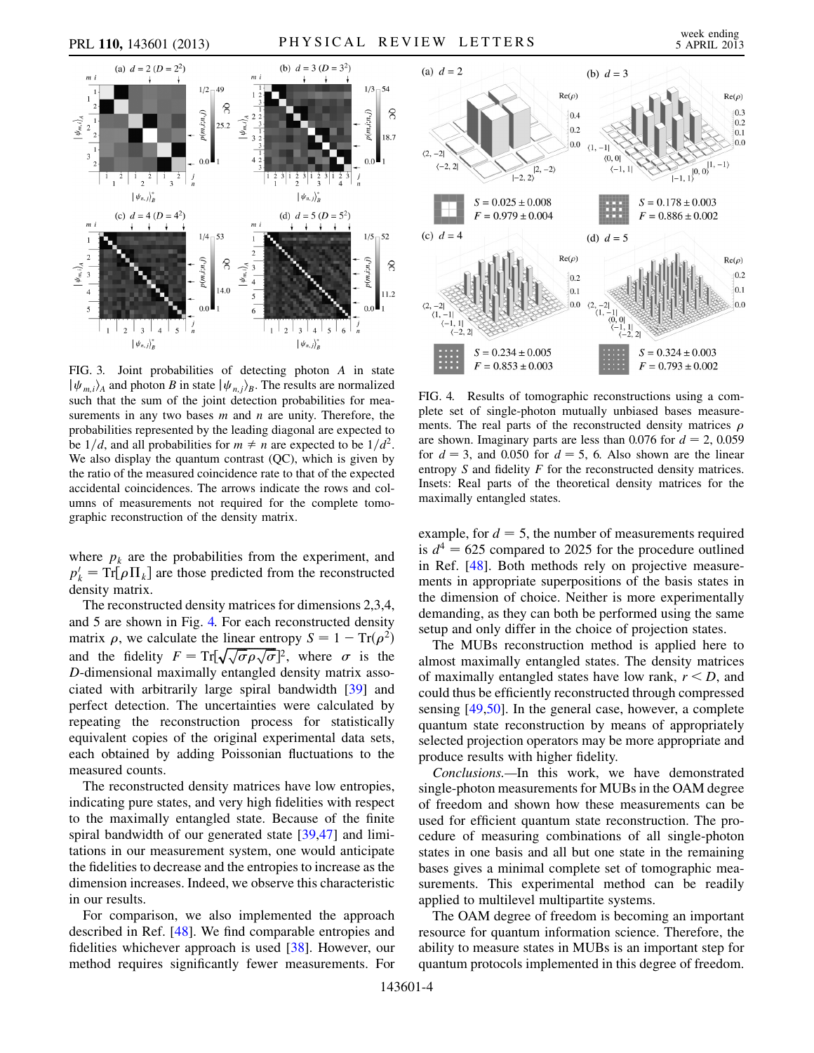FIG. 3. Joint probabilities of detecting photon $A$ in state $|\psi_{m,i}\rangle_A$ and photon $B$ in state $|\psi_{n,j}\rangle_B$. The results are normalized such that the sum of the joint detection probabilities for measurements in any two bases $m$ and $n$ are unity. Therefore, the probabilities represented by the leading diagonal are expected to be $1/d$, and all probabilities for $m \neq n$ are expected to be $1/d^2$. We also display the quantum contrast (QC), which is given by the ratio of the measured coincidence rate to that of the expected accidental coincidences. The arrows indicate the rows and columns of measurements not required for the complete tomographic reconstruction of the density matrix.

where $p_k$ are the probabilities from the experiment, and $p'_k = \mathrm{Tr}[\rho \Pi_k]$ are those predicted from the reconstructed density matrix.

The reconstructed density matrices for dimensions 2,3,4, and 5 are shown in Fig. 4. For each reconstructed density matrix $\rho$, we calculate the linear entropy $S = 1 - \mathrm{Tr}(\rho^2)$ and the fidelity $F = \mathrm{Tr}[\sqrt{\sqrt{\sigma}\rho\sqrt{\sigma}}]^2$, where $\sigma$ is the $D$-dimensional maximally entangled density matrix associated with arbitrarily large spiral bandwidth [39] and perfect detection. The uncertainties were calculated by repeating the reconstruction process for statistically equivalent copies of the original experimental data sets, each obtained by adding Poissonian fluctuations to the measured counts.

The reconstructed density matrices have low entropies, indicating pure states, and very high fidelities with respect to the maximally entangled state. Because of the finite spiral bandwidth of our generated state [39,47] and limitations in our measurement system, one would anticipate the fidelities to decrease and the entropies to increase as the dimension increases. Indeed, we observe this characteristic in our results.

For comparison, we also implemented the approach described in Ref. [48]. We find comparable entropies and fidelities whichever approach is used [38]. However, our method requires significantly fewer measurements. For example, for $d = 5$, the number of measurements required is $d^4 = 625$ compared to 2025 for the procedure outlined in Ref. [48]. Both methods rely on projective measurements in appropriate superpositions of the basis states in the dimension of choice. Neither is more experimentally demanding, as they can both be performed using the same setup and only differ in the choice of projection states.

FIG. 4. Results of tomographic reconstructions using a complete set of single-photon mutually unbiased bases measurements. The real parts of the reconstructed density matrices $\rho$ are shown. Imaginary parts are less than 0.076 for $d = 2$, 0.059 for $d = 3$, and 0.050 for $d = 5$, 6. Also shown are the linear entropy $S$ and fidelity $F$ for the reconstructed density matrices. Insets: Real parts of the theoretical density matrices for the maximally entangled states.

(a) $d = 2$: $S = 0.025 \pm 0.008$, $F = 0.979 \pm 0.004$
(b) $d = 3$: $S = 0.178 \pm 0.003$, $F = 0.886 \pm 0.002$
(c) $d = 4$: $S = 0.234 \pm 0.005$, $F = 0.853 \pm 0.003$
(d) $d = 5$: $S = 0.324 \pm 0.003$, $F = 0.793 \pm 0.002$

The MUBs reconstruction method is applied here to almost maximally entangled states. The density matrices of maximally entangled states have low rank, $r < D$, and could thus be efficiently reconstructed through compressed sensing [49,50]. In the general case, however, a complete quantum state reconstruction by means of appropriately selected projection operators may be more appropriate and produce results with higher fidelity.

*Conclusions.*—In this work, we have demonstrated single-photon measurements for MUBs in the OAM degree of freedom and shown how these measurements can be used for efficient quantum state reconstruction. The procedure of measuring combinations of all single-photon states in one basis and all but one state in the remaining bases gives a minimal complete set of tomographic measurements. This experimental method can be readily applied to multilevel multipartite systems.

The OAM degree of freedom is becoming an important resource for quantum information science. Therefore, the ability to measure states in MUBs is an important step for quantum protocols implemented in this degree of freedom.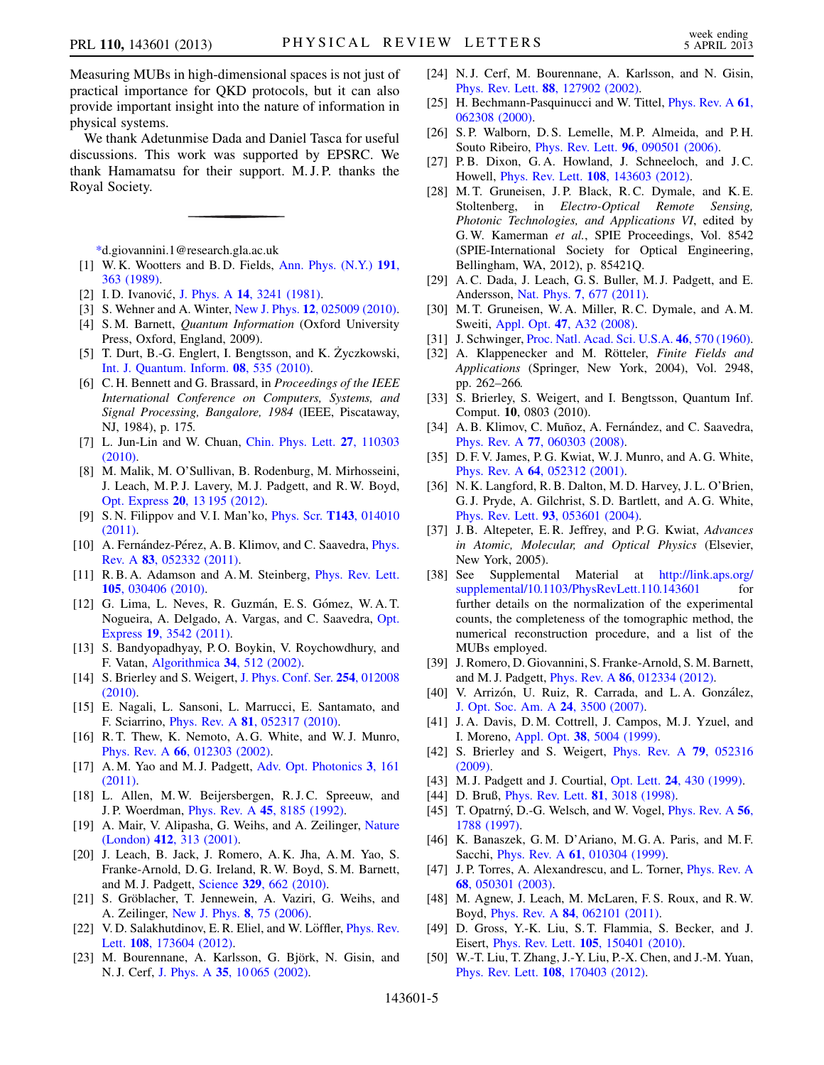Measuring MUBs in high-dimensional spaces is not just of practical importance for QKD protocols, but it can also provide important insight into the nature of information in physical systems.

We thank Adetunmise Dada and Daniel Tasca for useful discussions. This work was supported by EPSRC. We thank Hamamatsu for their support. M. J. P. thanks the Royal Society.

---

*d.giovannini.1@research.gla.ac.uk

[1] W. K. Wootters and B. D. Fields, Ann. Phys. (N.Y.) **191**, 363 (1989).

[2] I. D. Ivanović, J. Phys. A **14**, 3241 (1981).

[3] S. Wehner and A. Winter, New J. Phys. **12**, 025009 (2010).

[4] S. M. Barnett, *Quantum Information* (Oxford University Press, Oxford, England, 2009).

[5] T. Durt, B.-G. Englert, I. Bengtsson, and K. Życzkowski, Int. J. Quantum. Inform. **08**, 535 (2010).

[6] C. H. Bennett and G. Brassard, in *Proceedings of the IEEE International Conference on Computers, Systems, and Signal Processing, Bangalore, 1984* (IEEE, Piscataway, NJ, 1984), p. 175.

[7] L. Jun-Lin and W. Chuan, Chin. Phys. Lett. **27**, 110303 (2010).

[8] M. Malik, M. O'Sullivan, B. Rodenburg, M. Mirhosseini, J. Leach, M. P. J. Lavery, M. J. Padgett, and R. W. Boyd, Opt. Express **20**, 13 195 (2012).

[9] S. N. Filippov and V. I. Man'ko, Phys. Scr. **T143**, 014010 (2011).

[10] A. Fernández-Pérez, A. B. Klimov, and C. Saavedra, Phys. Rev. A **83**, 052332 (2011).

[11] R. B. A. Adamson and A. M. Steinberg, Phys. Rev. Lett. **105**, 030406 (2010).

[12] G. Lima, L. Neves, R. Guzmán, E. S. Gómez, W. A. T. Nogueira, A. Delgado, A. Vargas, and C. Saavedra, Opt. Express **19**, 3542 (2011).

[13] S. Bandyopadhyay, P. O. Boykin, V. Roychowdhury, and F. Vatan, Algorithmica **34**, 512 (2002).

[14] S. Brierley and S. Weigert, J. Phys. Conf. Ser. **254**, 012008 (2010).

[15] E. Nagali, L. Sansoni, L. Marrucci, E. Santamato, and F. Sciarrino, Phys. Rev. A **81**, 052317 (2010).

[16] R. T. Thew, K. Nemoto, A. G. White, and W. J. Munro, Phys. Rev. A **66**, 012303 (2002).

[17] A. M. Yao and M. J. Padgett, Adv. Opt. Photonics **3**, 161 (2011).

[18] L. Allen, M. W. Beijersbergen, R. J. C. Spreeuw, and J. P. Woerdman, Phys. Rev. A **45**, 8185 (1992).

[19] A. Mair, V. Alipasha, G. Weihs, and A. Zeilinger, Nature (London) **412**, 313 (2001).

[20] J. Leach, B. Jack, J. Romero, A. K. Jha, A. M. Yao, S. Franke-Arnold, D. G. Ireland, R. W. Boyd, S. M. Barnett, and M. J. Padgett, Science **329**, 662 (2010).

[21] S. Gröblacher, T. Jennewein, A. Vaziri, G. Weihs, and A. Zeilinger, New J. Phys. **8**, 75 (2006).

[22] V. D. Salakhutdinov, E. R. Eliel, and W. Löffler, Phys. Rev. Lett. **108**, 173604 (2012).

[23] M. Bourennane, A. Karlsson, G. Björk, N. Gisin, and N. J. Cerf, J. Phys. A **35**, 10 065 (2002).

[24] N. J. Cerf, M. Bourennane, A. Karlsson, and N. Gisin, Phys. Rev. Lett. **88**, 127902 (2002).

[25] H. Bechmann-Pasquinucci and W. Tittel, Phys. Rev. A **61**, 062308 (2000).

[26] S. P. Walborn, D. S. Lemelle, M. P. Almeida, and P. H. Souto Ribeiro, Phys. Rev. Lett. **96**, 090501 (2006).

[27] P. B. Dixon, G. A. Howland, J. Schneeloch, and J. C. Howell, Phys. Rev. Lett. **108**, 143603 (2012).

[28] M. T. Gruneisen, J. P. Black, R. C. Dymale, and K. E. Stoltenberg, in *Electro-Optical Remote Sensing, Photonic Technologies, and Applications VI*, edited by G. W. Kamerman *et al.*, SPIE Proceedings, Vol. 8542 (SPIE-International Society for Optical Engineering, Bellingham, WA, 2012), p. 85421Q.

[29] A. C. Dada, J. Leach, G. S. Buller, M. J. Padgett, and E. Andersson, Nat. Phys. **7**, 677 (2011).

[30] M. T. Gruneisen, W. A. Miller, R. C. Dymale, and A. M. Sweiti, Appl. Opt. **47**, A32 (2008).

[31] J. Schwinger, Proc. Natl. Acad. Sci. U.S.A. **46**, 570 (1960).

[32] A. Klappenecker and M. Rötteler, *Finite Fields and Applications* (Springer, New York, 2004), Vol. 2948, pp. 262–266.

[33] S. Brierley, S. Weigert, and I. Bengtsson, Quantum Inf. Comput. **10**, 0803 (2010).

[34] A. B. Klimov, C. Muñoz, A. Fernández, and C. Saavedra, Phys. Rev. A **77**, 060303 (2008).

[35] D. F. V. James, P. G. Kwiat, W. J. Munro, and A. G. White, Phys. Rev. A **64**, 052312 (2001).

[36] N. K. Langford, R. B. Dalton, M. D. Harvey, J. L. O'Brien, G. J. Pryde, A. Gilchrist, S. D. Bartlett, and A. G. White, Phys. Rev. Lett. **93**, 053601 (2004).

[37] J. B. Altepeter, E. R. Jeffrey, and P. G. Kwiat, *Advances in Atomic, Molecular, and Optical Physics* (Elsevier, New York, 2005).

[38] See Supplemental Material at http://link.aps.org/supplemental/10.1103/PhysRevLett.110.143601 for further details on the normalization of the experimental counts, the completeness of the tomographic method, the numerical reconstruction procedure, and a list of the MUBs employed.

[39] J. Romero, D. Giovannini, S. Franke-Arnold, S. M. Barnett, and M. J. Padgett, Phys. Rev. A **86**, 012334 (2012).

[40] V. Arrizón, U. Ruiz, R. Carrada, and L. A. González, J. Opt. Soc. Am. A **24**, 3500 (2007).

[41] J. A. Davis, D. M. Cottrell, J. Campos, M. J. Yzuel, and I. Moreno, Appl. Opt. **38**, 5004 (1999).

[42] S. Brierley and S. Weigert, Phys. Rev. A **79**, 052316 (2009).

[43] M. J. Padgett and J. Courtial, Opt. Lett. **24**, 430 (1999).

[44] D. Bruß, Phys. Rev. Lett. **81**, 3018 (1998).

[45] T. Opatrný, D.-G. Welsch, and W. Vogel, Phys. Rev. A **56**, 1788 (1997).

[46] K. Banaszek, G. M. D'Ariano, M. G. A. Paris, and M. F. Sacchi, Phys. Rev. A **61**, 010304 (1999).

[47] J. P. Torres, A. Alexandrescu, and L. Torner, Phys. Rev. A **68**, 050301 (2003).

[48] M. Agnew, J. Leach, M. McLaren, F. S. Roux, and R. W. Boyd, Phys. Rev. A **84**, 062101 (2011).

[49] D. Gross, Y.-K. Liu, S. T. Flammia, S. Becker, and J. Eisert, Phys. Rev. Lett. **105**, 150401 (2010).

[50] W.-T. Liu, T. Zhang, J.-Y. Liu, P.-X. Chen, and J.-M. Yuan, Phys. Rev. Lett. **108**, 170403 (2012).